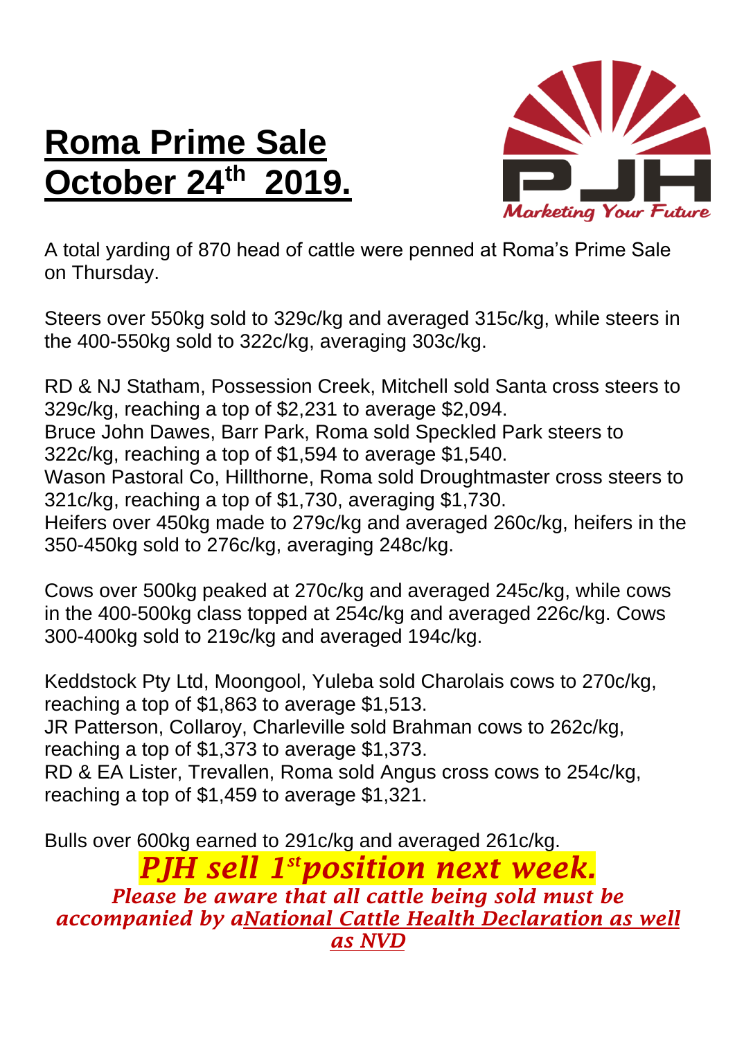# Roma Prime Sale October 24th 2019.

PJH Marketing Your Future

A total yarding of 870 head of cattle were penned at Roma's Prime Sale on Thursday.

Steers over 550kg sold to 329c/kg and averaged 315c/kg, while steers in the 400-550kg sold to 322c/kg, averaging 303c/kg.

RD & NJ Statham, Possession Creek, Mitchell sold Santa cross steers to 329c/kg, reaching a top of $2,231 to average $2,094.
Bruce John Dawes, Barr Park, Roma sold Speckled Park steers to 322c/kg, reaching a top of $1,594 to average $1,540.
Wason Pastoral Co, Hillthorne, Roma sold Droughtmaster cross steers to 321c/kg, reaching a top of $1,730, averaging $1,730.
Heifers over 450kg made to 279c/kg and averaged 260c/kg, heifers in the 350-450kg sold to 276c/kg, averaging 248c/kg.

Cows over 500kg peaked at 270c/kg and averaged 245c/kg, while cows in the 400-500kg class topped at 254c/kg and averaged 226c/kg. Cows 300-400kg sold to 219c/kg and averaged 194c/kg.

Keddstock Pty Ltd, Moongool, Yuleba sold Charolais cows to 270c/kg, reaching a top of $1,863 to average $1,513.
JR Patterson, Collaroy, Charleville sold Brahman cows to 262c/kg, reaching a top of $1,373 to average $1,373.
RD & EA Lister, Trevallen, Roma sold Angus cross cows to 254c/kg, reaching a top of $1,459 to average $1,321.

Bulls over 600kg earned to 291c/kg and averaged 261c/kg.

***PJH sell 1st position next week.***

***Please be aware that all cattle being sold must be accompanied by aNational Cattle Health Declaration as well as NVD***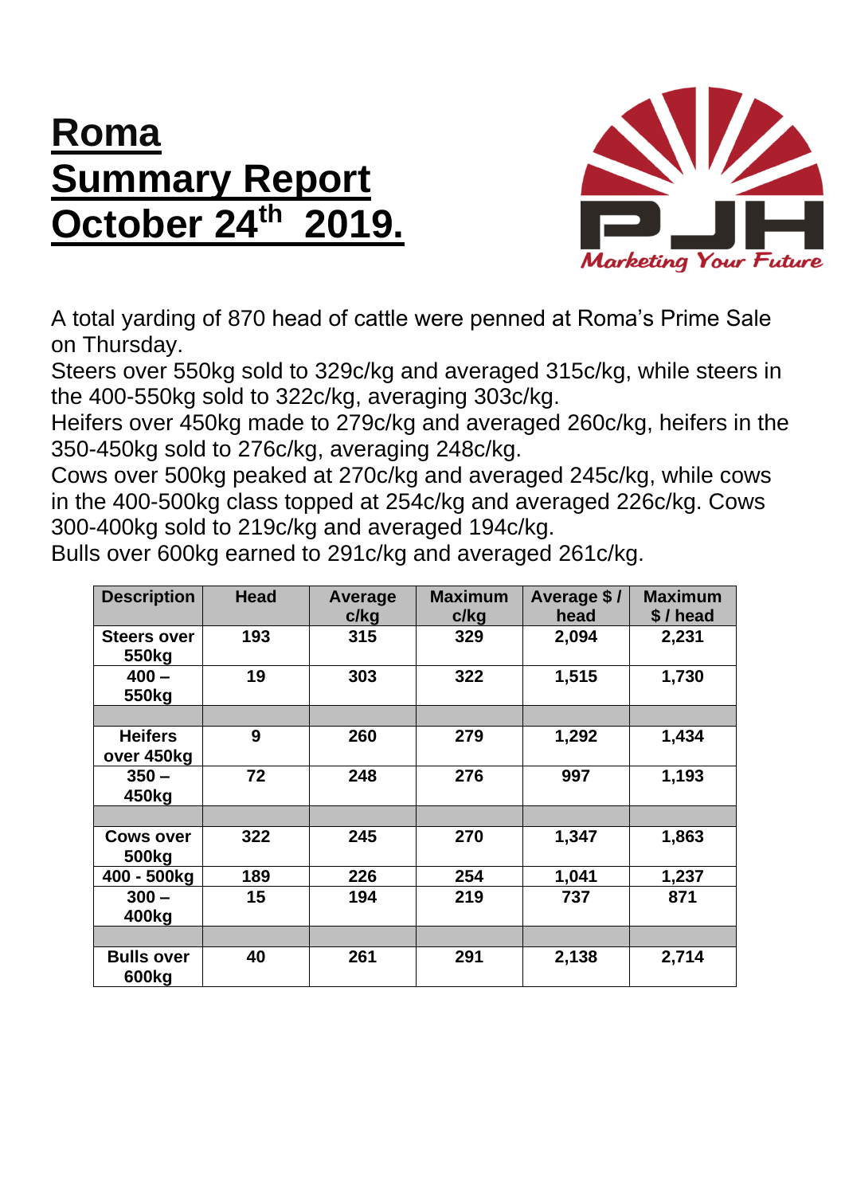# Roma Summary Report October 24th 2019.

Marketing Your Future

A total yarding of 870 head of cattle were penned at Roma's Prime Sale on Thursday.

Steers over 550kg sold to 329c/kg and averaged 315c/kg, while steers in the 400-550kg sold to 322c/kg, averaging 303c/kg.

Heifers over 450kg made to 279c/kg and averaged 260c/kg, heifers in the 350-450kg sold to 276c/kg, averaging 248c/kg.

Cows over 500kg peaked at 270c/kg and averaged 245c/kg, while cows in the 400-500kg class topped at 254c/kg and averaged 226c/kg. Cows 300-400kg sold to 219c/kg and averaged 194c/kg.

Bulls over 600kg earned to 291c/kg and averaged 261c/kg.

| Description | Head | Average c/kg | Maximum c/kg | Average $ / head | Maximum $ / head |
|---|---|---|---|---|---|
| Steers over 550kg | 193 | 315 | 329 | 2,094 | 2,231 |
| 400 – 550kg | 19 | 303 | 322 | 1,515 | 1,730 |
| | | | | | |
| Heifers over 450kg | 9 | 260 | 279 | 1,292 | 1,434 |
| 350 – 450kg | 72 | 248 | 276 | 997 | 1,193 |
| | | | | | |
| Cows over 500kg | 322 | 245 | 270 | 1,347 | 1,863 |
| 400 - 500kg | 189 | 226 | 254 | 1,041 | 1,237 |
| 300 – 400kg | 15 | 194 | 219 | 737 | 871 |
| | | | | | |
| Bulls over 600kg | 40 | 261 | 291 | 2,138 | 2,714 |